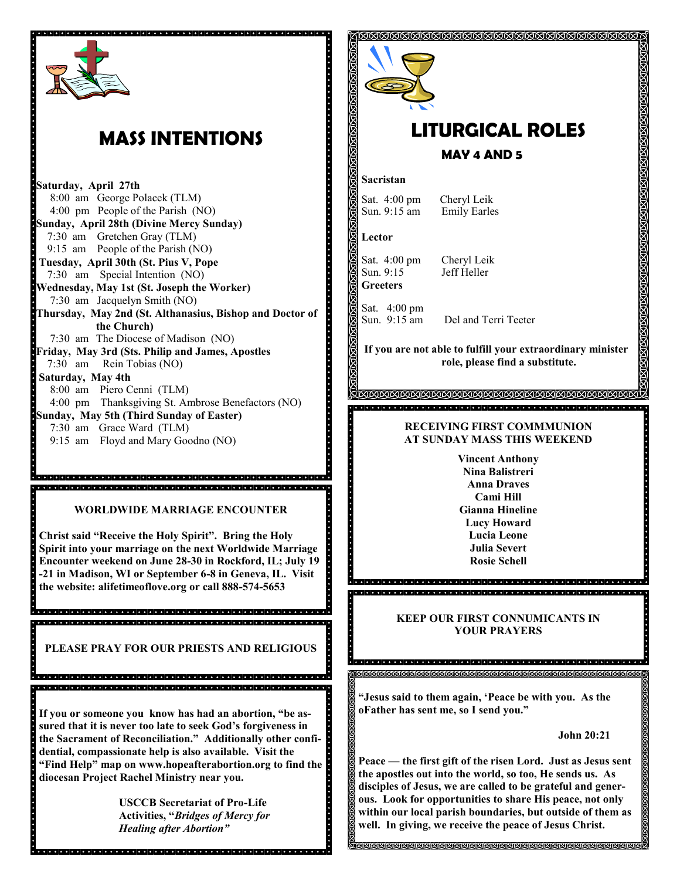# MASS INTENTIONS

**Saturday, April 27th**
8:00 am George Polacek (TLM)
4:00 pm People of the Parish (NO)

**Sunday, April 28th (Divine Mercy Sunday)**
7:30 am Gretchen Gray (TLM)
9:15 am People of the Parish (NO)

**Tuesday, April 30th (St. Pius V, Pope**
7:30 am Special Intention (NO)

**Wednesday, May 1st (St. Joseph the Worker)**
7:30 am Jacquelyn Smith (NO)

**Thursday, May 2nd (St. Althanasius, Bishop and Doctor of the Church)**
7:30 am The Diocese of Madison (NO)

**Friday, May 3rd (Sts. Philip and James, Apostles**
7:30 am Rein Tobias (NO)

**Saturday, May 4th**
8:00 am Piero Cenni (TLM)
4:00 pm Thanksgiving St. Ambrose Benefactors (NO)

**Sunday, May 5th (Third Sunday of Easter)**
7:30 am Grace Ward (TLM)
9:15 am Floyd and Mary Goodno (NO)

**WORLDWIDE MARRIAGE ENCOUNTER**

**Christ said "Receive the Holy Spirit". Bring the Holy Spirit into your marriage on the next Worldwide Marriage Encounter weekend on June 28-30 in Rockford, IL; July 19-21 in Madison, WI or September 6-8 in Geneva, IL. Visit the website: alifetimeoflove.org or call 888-574-5653**

**PLEASE PRAY FOR OUR PRIESTS AND RELIGIOUS**

**If you or someone you know has had an abortion, "be assured that it is never too late to seek God's forgiveness in the Sacrament of Reconciliation." Additionally other confidential, compassionate help is also available. Visit the "Find Help" map on www.hopeafterabortion.org to find the diocesan Project Rachel Ministry near you.**

**USCCB Secretariat of Pro-Life Activities, "*Bridges of Mercy for Healing after Abortion*"**

# LITURGICAL ROLES

## MAY 4 AND 5

**Sacristan**

Sat. 4:00 pm Cheryl Leik
Sun. 9:15 am Emily Earles

**Lector**

Sat. 4:00 pm Cheryl Leik
Sun. 9:15 Jeff Heller

**Greeters**

Sat. 4:00 pm
Sun. 9:15 am Del and Terri Teeter

**If you are not able to fulfill your extraordinary minister role, please find a substitute.**

**RECEIVING FIRST COMMMUNION AT SUNDAY MASS THIS WEEKEND**

**Vincent Anthony**
**Nina Balistreri**
**Anna Draves**
**Cami Hill**
**Gianna Hineline**
**Lucy Howard**
**Lucia Leone**
**Julia Severt**
**Rosie Schell**

**KEEP OUR FIRST CONNUMICANTS IN YOUR PRAYERS**

**"Jesus said to them again, 'Peace be with you. As the oFather has sent me, so I send you."**

**John 20:21**

**Peace — the first gift of the risen Lord. Just as Jesus sent the apostles out into the world, so too, He sends us. As disciples of Jesus, we are called to be grateful and generous. Look for opportunities to share His peace, not only within our local parish boundaries, but outside of them as well. In giving, we receive the peace of Jesus Christ.**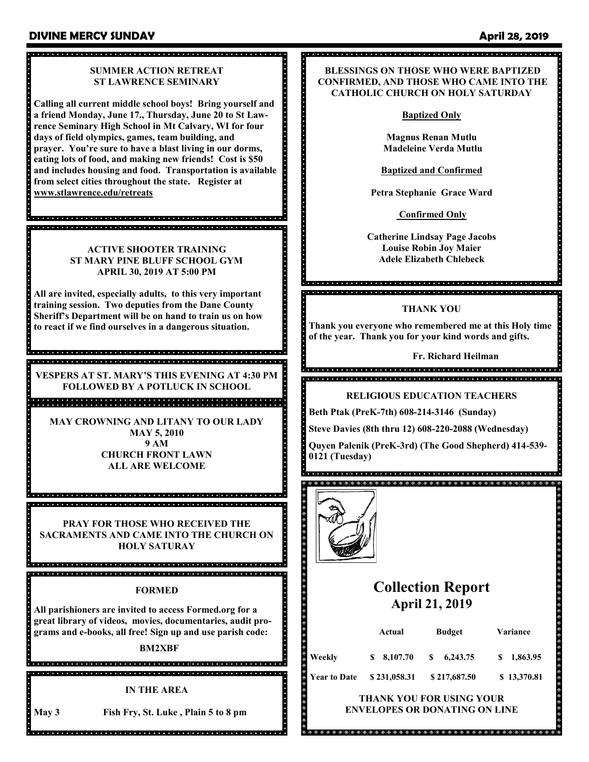## SUMMER ACTION RETREAT
## ST LAWRENCE SEMINARY

**Calling all current middle school boys! Bring yourself and a friend Monday, June 17., Thursday, June 20 to St Lawrence Seminary High School in Mt Calvary, WI for four days of field olympics, games, team building, and prayer. You're sure to have a blast living in our dorms, eating lots of food, and making new friends! Cost is $50 and includes housing and food. Transportation is available from select cities throughout the state. Register at www.stlawrence.edu/retreats**

## ACTIVE SHOOTER TRAINING
## ST MARY PINE BLUFF SCHOOL GYM
## APRIL 30, 2019 AT 5:00 PM

**All are invited, especially adults, to this very important training session. Two deputies from the Dane County Sheriff's Department will be on hand to train us on how to react if we find ourselves in a dangerous situation.**

## VESPERS AT ST. MARY'S THIS EVENING AT 4:30 PM FOLLOWED BY A POTLUCK IN SCHOOL

## MAY CROWNING AND LITANY TO OUR LADY
**MAY 5, 2010**
**9 AM**
**CHURCH FRONT LAWN**
**ALL ARE WELCOME**

## PRAY FOR THOSE WHO RECEIVED THE SACRAMENTS AND CAME INTO THE CHURCH ON HOLY SATURAY

## FORMED

**All parishioners are invited to access Formed.org for a great library of videos, movies, documentaries, audit programs and e-books, all free! Sign up and use parish code:**

**BM2XBF**

## IN THE AREA

**May 3 Fish Fry, St. Luke , Plain 5 to 8 pm**

## BLESSINGS ON THOSE WHO WERE BAPTIZED CONFIRMED, AND THOSE WHO CAME INTO THE CATHOLIC CHURCH ON HOLY SATURDAY

**Baptized Only**

**Magnus Renan Mutlu**
**Madeleine Verda Mutlu**

**Baptized and Confirmed**

**Petra Stephanie Grace Ward**

**Confirmed Only**

**Catherine Lindsay Page Jacobs**
**Louise Robin Joy Maier**
**Adele Elizabeth Chlebeck**

## THANK YOU

**Thank you everyone who remembered me at this Holy time of the year. Thank you for your kind words and gifts.**

**Fr. Richard Heilman**

## RELIGIOUS EDUCATION TEACHERS

**Beth Ptak (PreK-7th) 608-214-3146 (Sunday)**

**Steve Davies (8th thru 12) 608-220-2088 (Wednesday)**

**Quyen Palenik (PreK-3rd) (The Good Shepherd) 414-539-0121 (Tuesday)**

# Collection Report
## April 21, 2019

| | Actual | Budget | Variance |
|---|---|---|---|
| Weekly | $ 8,107.70 | $ 6,243.75 | $ 1,863.95 |
| Year to Date | $ 231,058.31 | $ 217,687.50 | $ 13,370.81 |

**THANK YOU FOR USING YOUR ENVELOPES OR DONATING ON LINE**